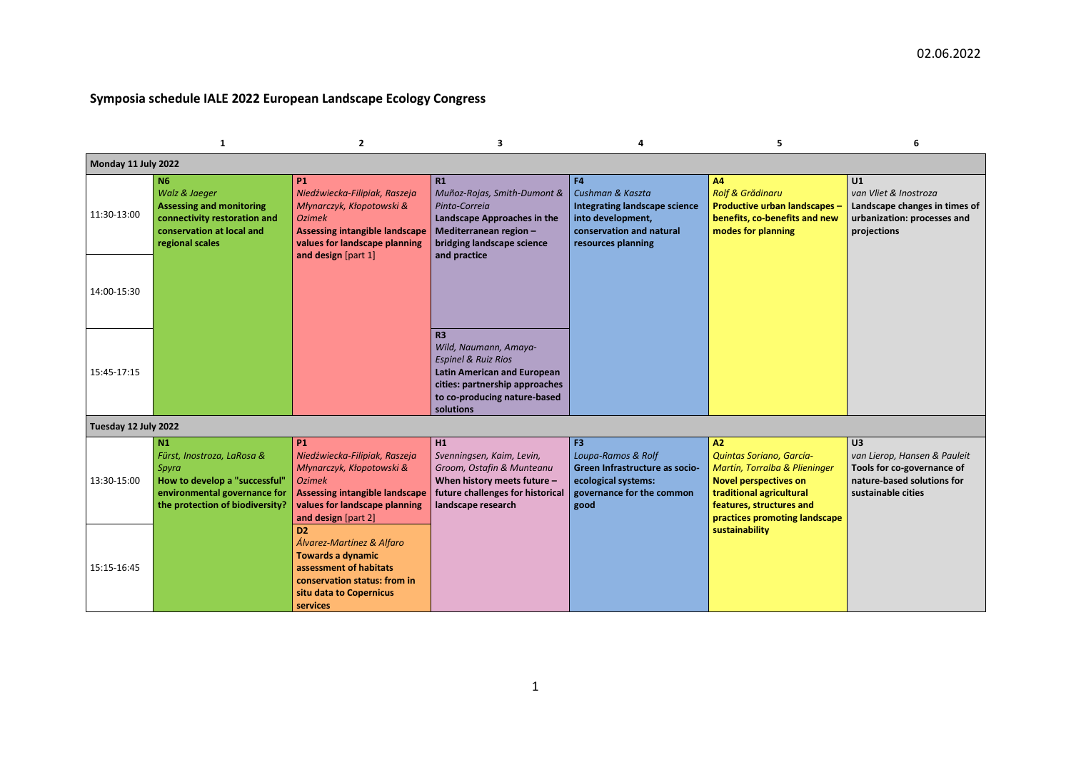02.06.2022

## Symposia schedule IALE 2022 European Landscape Ecology Congress

| | 1 | 2 | 3 | 4 | 5 | 6 |
|---|---|---|---|---|---|---|
| **Monday 11 July 2022** | | | | | | |
| 11:30-13:00 | **N6** *Walz & Jaeger* **Assessing and monitoring connectivity restoration and conservation at local and regional scales** | **P1** *Niedźwiecka-Filipiak, Raszeja Młynarczyk, Kłopotowski & Ozimek* **Assessing intangible landscape values for landscape planning and design** [part 1] | **R1** *Muñoz-Rojas, Smith-Dumont & Pinto-Correia* **Landscape Approaches in the Mediterranean region – bridging landscape science and practice** | **F4** *Cushman & Kaszta* **Integrating landscape science into development, conservation and natural resources planning** | **A4** *Rolf & Grădinaru* **Productive urban landscapes – benefits, co-benefits and new modes for planning** | **U1** *van Vliet & Inostroza* **Landscape changes in times of urbanization: processes and projections** |
| 14:00-15:30 | | | | | | |
| 15:45-17:15 | | | **R3** *Wild, Naumann, Amaya-Espinel & Ruiz Rios* **Latin American and European cities: partnership approaches to co-producing nature-based solutions** | | | |
| **Tuesday 12 July 2022** | | | | | | |
| 13:30-15:00 | **N1** *Fürst, Inostroza, LaRosa & Spyra* **How to develop a "successful" environmental governance for the protection of biodiversity?** | **P1** *Niedźwiecka-Filipiak, Raszeja Młynarczyk, Kłopotowski & Ozimek* **Assessing intangible landscape values for landscape planning and design** [part 2] | **H1** *Svenningsen, Kaim, Levin, Groom, Ostafin & Munteanu* **When history meets future – future challenges for historical landscape research** | **F3** *Loupa-Ramos & Rolf* **Green Infrastructure as socio-ecological systems: governance for the common good** | **A2** *Quintas Soriano, García-Martín, Torralba & Plieninger* **Novel perspectives on traditional agricultural features, structures and practices promoting landscape sustainability** | **U3** *van Lierop, Hansen & Pauleit* **Tools for co-governance of nature-based solutions for sustainable cities** |
| 15:15-16:45 | | **D2** *Álvarez-Martínez & Alfaro* **Towards a dynamic assessment of habitats conservation status: from in situ data to Copernicus services** | | | | |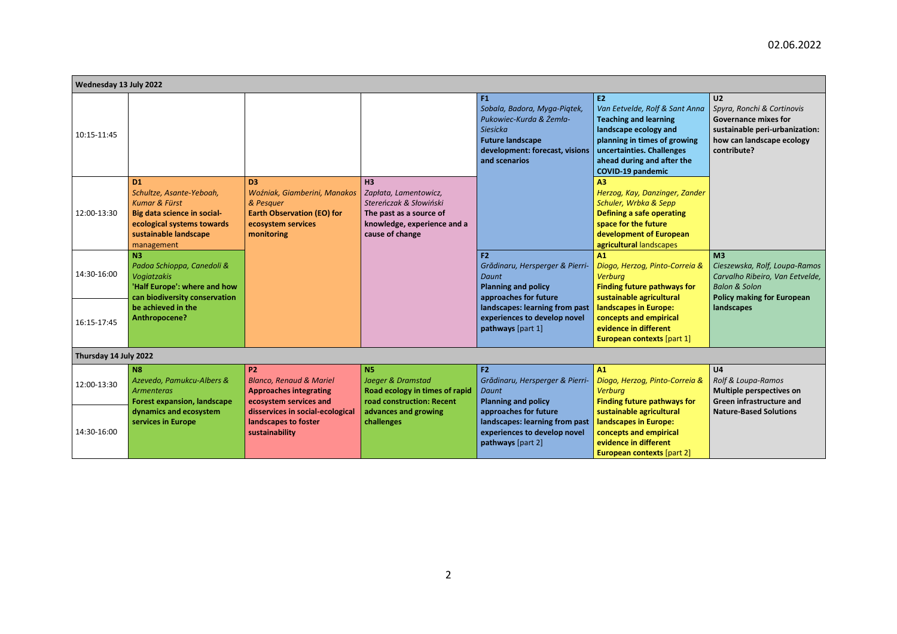02.06.2022

| Wednesday 13 July 2022 | | | | | | |
|---|---|---|---|---|---|---|
| 10:15-11:45 | | | | **F1** *Sobala, Badora, Myga-Piątek, Pukowiec-Kurda & Żemła-Siesicka* **Future landscape development: forecast, visions and scenarios** | **E2** *Van Eetvelde, Rolf & Sant Anna* **Teaching and learning landscape ecology and planning in times of growing uncertainties. Challenges ahead during and after the COVID-19 pandemic** | **U2** *Spyra, Ronchi & Cortinovis* **Governance mixes for sustainable peri-urbanization: how can landscape ecology contribute?** |
| 12:00-13:30 | **D1** *Schultze, Asante-Yeboah, Kumar & Fürst* **Big data science in social-ecological systems towards sustainable landscape** management | **D3** *Woźniak, Giamberini, Manakos & Pesquer* **Earth Observation (EO) for ecosystem services monitoring** | **H3** *Zapłata, Lamentowicz, Stereńczak & Słowiński* **The past as a source of knowledge, experience and a cause of change** | | **A3** *Herzog, Kay, Danzinger, Zander Schuler, Wrbka & Sepp* **Defining a safe operating space for the future development of European agricultural** landscapes | |
| 14:30-16:00 | **N3** *Padoa Schioppa, Canedoli & Vogiatzakis* **'Half Europe': where and how can biodiversity conservation be achieved in the Anthropocene?** | | | **F2** *Grădinaru, Hersperger & Pierri-Daunt* **Planning and policy approaches for future landscapes: learning from past experiences to develop novel pathways** [part 1] | **A1** *Diogo, Herzog, Pinto-Correia & Verburg* **Finding future pathways for sustainable agricultural landscapes in Europe: concepts and empirical evidence in different European contexts** [part 1] | **M3** *Cieszewska, Rolf, Loupa-Ramos Carvalho Ribeiro, Van Eetvelde, Balon & Solon* **Policy making for European landscapes** |
| 16:15-17:45 | | | | | | |
| **Thursday 14 July 2022** | | | | | | |
| 12:00-13:30 | **N8** *Azevedo, Pamukcu-Albers & Armenteras* **Forest expansion, landscape dynamics and ecosystem services in Europe** | **P2** *Blanco, Renaud & Mariel* **Approaches integrating ecosystem services and disservices in social-ecological landscapes to foster sustainability** | **N5** *Jaeger & Dramstad* **Road ecology in times of rapid road construction: Recent advances and growing challenges** | **F2** *Grădinaru, Hersperger & Pierri-Daunt* **Planning and policy approaches for future landscapes: learning from past experiences to develop novel pathways** [part 2] | **A1** *Diogo, Herzog, Pinto-Correia & Verburg* **Finding future pathways for sustainable agricultural landscapes in Europe: concepts and empirical evidence in different European contexts** [part 2] | **U4** *Rolf & Loupa-Ramos* **Multiple perspectives on Green infrastructure and Nature-Based Solutions** |
| 14:30-16:00 | | | | | | |